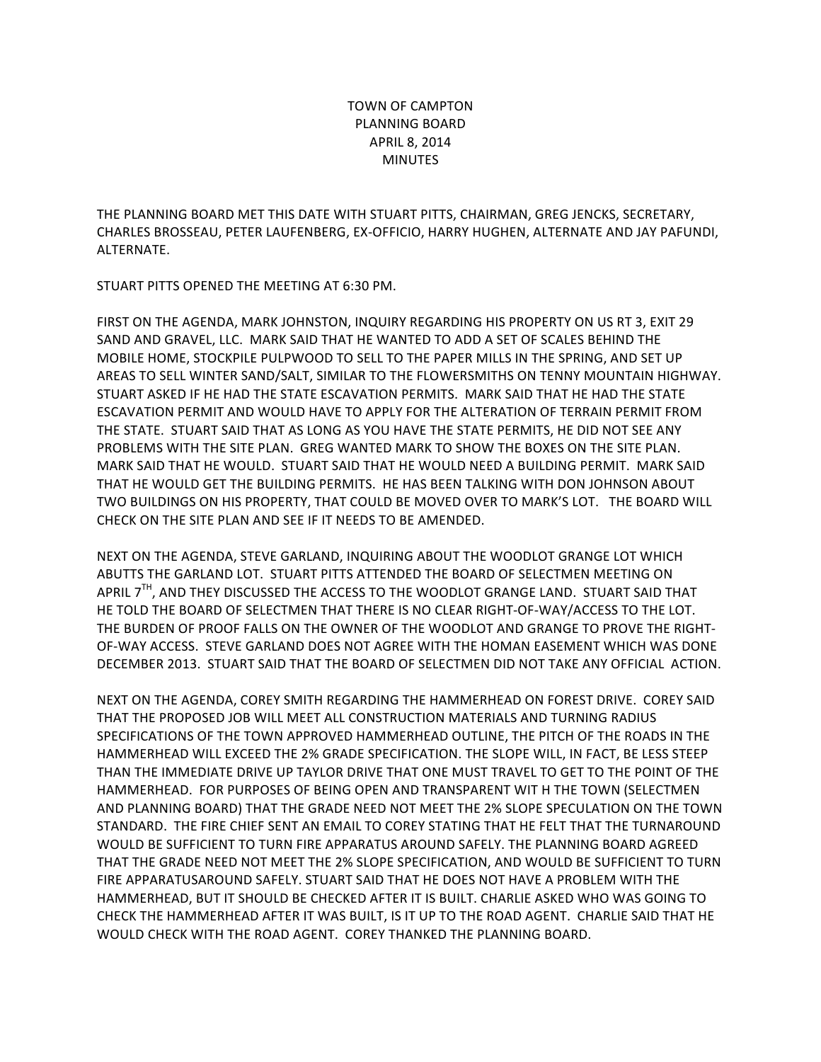# TOWN OF CAMPTON
# PLANNING BOARD
# APRIL 8, 2014
# MINUTES

THE PLANNING BOARD MET THIS DATE WITH STUART PITTS, CHAIRMAN, GREG JENCKS, SECRETARY, CHARLES BROSSEAU, PETER LAUFENBERG, EX-OFFICIO, HARRY HUGHEN, ALTERNATE AND JAY PAFUNDI, ALTERNATE.

STUART PITTS OPENED THE MEETING AT 6:30 PM.

FIRST ON THE AGENDA, MARK JOHNSTON, INQUIRY REGARDING HIS PROPERTY ON US RT 3, EXIT 29 SAND AND GRAVEL, LLC. MARK SAID THAT HE WANTED TO ADD A SET OF SCALES BEHIND THE MOBILE HOME, STOCKPILE PULPWOOD TO SELL TO THE PAPER MILLS IN THE SPRING, AND SET UP AREAS TO SELL WINTER SAND/SALT, SIMILAR TO THE FLOWERSMITHS ON TENNY MOUNTAIN HIGHWAY. STUART ASKED IF HE HAD THE STATE ESCAVATION PERMITS. MARK SAID THAT HE HAD THE STATE ESCAVATION PERMIT AND WOULD HAVE TO APPLY FOR THE ALTERATION OF TERRAIN PERMIT FROM THE STATE. STUART SAID THAT AS LONG AS YOU HAVE THE STATE PERMITS, HE DID NOT SEE ANY PROBLEMS WITH THE SITE PLAN. GREG WANTED MARK TO SHOW THE BOXES ON THE SITE PLAN. MARK SAID THAT HE WOULD. STUART SAID THAT HE WOULD NEED A BUILDING PERMIT. MARK SAID THAT HE WOULD GET THE BUILDING PERMITS. HE HAS BEEN TALKING WITH DON JOHNSON ABOUT TWO BUILDINGS ON HIS PROPERTY, THAT COULD BE MOVED OVER TO MARK'S LOT. THE BOARD WILL CHECK ON THE SITE PLAN AND SEE IF IT NEEDS TO BE AMENDED.

NEXT ON THE AGENDA, STEVE GARLAND, INQUIRING ABOUT THE WOODLOT GRANGE LOT WHICH ABUTTS THE GARLAND LOT. STUART PITTS ATTENDED THE BOARD OF SELECTMEN MEETING ON APRIL 7TH, AND THEY DISCUSSED THE ACCESS TO THE WOODLOT GRANGE LAND. STUART SAID THAT HE TOLD THE BOARD OF SELECTMEN THAT THERE IS NO CLEAR RIGHT-OF-WAY/ACCESS TO THE LOT. THE BURDEN OF PROOF FALLS ON THE OWNER OF THE WOODLOT AND GRANGE TO PROVE THE RIGHT-OF-WAY ACCESS. STEVE GARLAND DOES NOT AGREE WITH THE HOMAN EASEMENT WHICH WAS DONE DECEMBER 2013. STUART SAID THAT THE BOARD OF SELECTMEN DID NOT TAKE ANY OFFICIAL ACTION.

NEXT ON THE AGENDA, COREY SMITH REGARDING THE HAMMERHEAD ON FOREST DRIVE. COREY SAID THAT THE PROPOSED JOB WILL MEET ALL CONSTRUCTION MATERIALS AND TURNING RADIUS SPECIFICATIONS OF THE TOWN APPROVED HAMMERHEAD OUTLINE, THE PITCH OF THE ROADS IN THE HAMMERHEAD WILL EXCEED THE 2% GRADE SPECIFICATION. THE SLOPE WILL, IN FACT, BE LESS STEEP THAN THE IMMEDIATE DRIVE UP TAYLOR DRIVE THAT ONE MUST TRAVEL TO GET TO THE POINT OF THE HAMMERHEAD. FOR PURPOSES OF BEING OPEN AND TRANSPARENT WIT H THE TOWN (SELECTMEN AND PLANNING BOARD) THAT THE GRADE NEED NOT MEET THE 2% SLOPE SPECULATION ON THE TOWN STANDARD. THE FIRE CHIEF SENT AN EMAIL TO COREY STATING THAT HE FELT THAT THE TURNAROUND WOULD BE SUFFICIENT TO TURN FIRE APPARATUS AROUND SAFELY. THE PLANNING BOARD AGREED THAT THE GRADE NEED NOT MEET THE 2% SLOPE SPECIFICATION, AND WOULD BE SUFFICIENT TO TURN FIRE APPARATUSAROUND SAFELY. STUART SAID THAT HE DOES NOT HAVE A PROBLEM WITH THE HAMMERHEAD, BUT IT SHOULD BE CHECKED AFTER IT IS BUILT. CHARLIE ASKED WHO WAS GOING TO CHECK THE HAMMERHEAD AFTER IT WAS BUILT, IS IT UP TO THE ROAD AGENT. CHARLIE SAID THAT HE WOULD CHECK WITH THE ROAD AGENT. COREY THANKED THE PLANNING BOARD.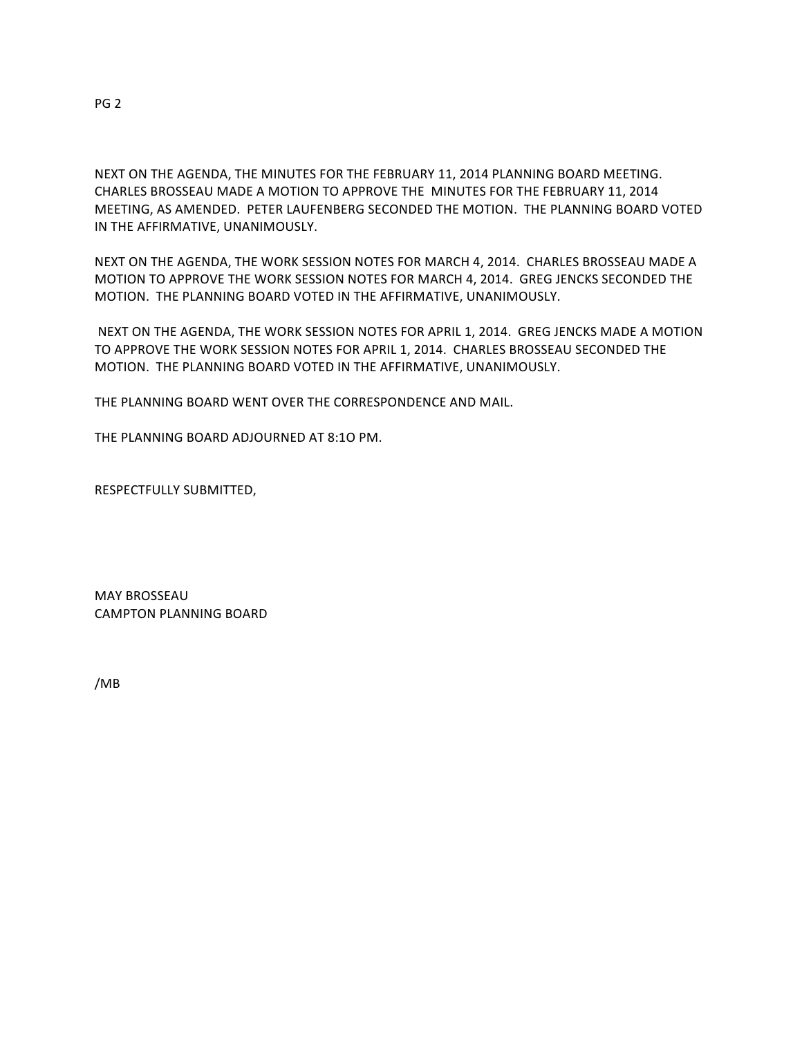NEXT ON THE AGENDA, THE MINUTES FOR THE FEBRUARY 11, 2014 PLANNING BOARD MEETING. CHARLES BROSSEAU MADE A MOTION TO APPROVE THE MINUTES FOR THE FEBRUARY 11, 2014 MEETING, AS AMENDED. PETER LAUFENBERG SECONDED THE MOTION. THE PLANNING BOARD VOTED IN THE AFFIRMATIVE, UNANIMOUSLY.

NEXT ON THE AGENDA, THE WORK SESSION NOTES FOR MARCH 4, 2014. CHARLES BROSSEAU MADE A MOTION TO APPROVE THE WORK SESSION NOTES FOR MARCH 4, 2014. GREG JENCKS SECONDED THE MOTION. THE PLANNING BOARD VOTED IN THE AFFIRMATIVE, UNANIMOUSLY.

NEXT ON THE AGENDA, THE WORK SESSION NOTES FOR APRIL 1, 2014. GREG JENCKS MADE A MOTION TO APPROVE THE WORK SESSION NOTES FOR APRIL 1, 2014. CHARLES BROSSEAU SECONDED THE MOTION. THE PLANNING BOARD VOTED IN THE AFFIRMATIVE, UNANIMOUSLY.

THE PLANNING BOARD WENT OVER THE CORRESPONDENCE AND MAIL.

THE PLANNING BOARD ADJOURNED AT 8:1O PM.

RESPECTFULLY SUBMITTED,

MAY BROSSEAU
CAMPTON PLANNING BOARD

/MB